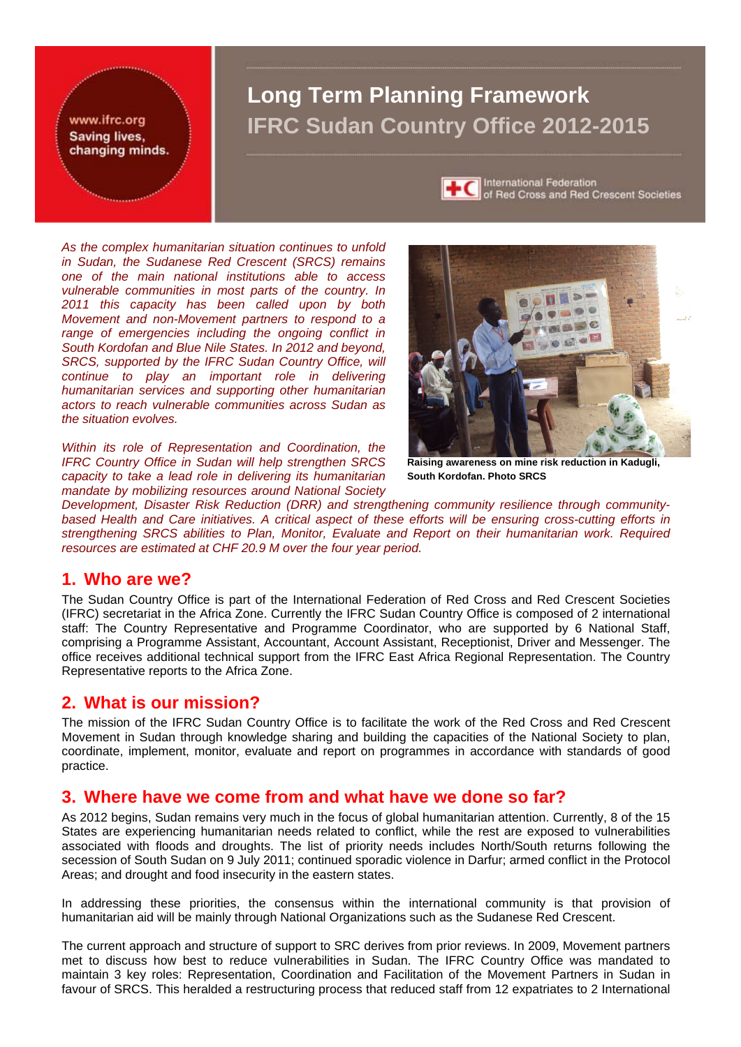www.ifrc.org
Saving lives, changing minds.

# Long Term Planning Framework
## IFRC Sudan Country Office 2012-2015

International Federation of Red Cross and Red Crescent Societies

*As the complex humanitarian situation continues to unfold in Sudan, the Sudanese Red Crescent (SRCS) remains one of the main national institutions able to access vulnerable communities in most parts of the country. In 2011 this capacity has been called upon by both Movement and non-Movement partners to respond to a range of emergencies including the ongoing conflict in South Kordofan and Blue Nile States. In 2012 and beyond, SRCS, supported by the IFRC Sudan Country Office, will continue to play an important role in delivering humanitarian services and supporting other humanitarian actors to reach vulnerable communities across Sudan as the situation evolves.*

**Raising awareness on mine risk reduction in Kadugli, South Kordofan. Photo SRCS**

*Within its role of Representation and Coordination, the IFRC Country Office in Sudan will help strengthen SRCS capacity to take a lead role in delivering its humanitarian mandate by mobilizing resources around National Society Development, Disaster Risk Reduction (DRR) and strengthening community resilience through community-based Health and Care initiatives. A critical aspect of these efforts will be ensuring cross-cutting efforts in strengthening SRCS abilities to Plan, Monitor, Evaluate and Report on their humanitarian work. Required resources are estimated at CHF 20.9 M over the four year period.*

## 1. Who are we?

The Sudan Country Office is part of the International Federation of Red Cross and Red Crescent Societies (IFRC) secretariat in the Africa Zone. Currently the IFRC Sudan Country Office is composed of 2 international staff: The Country Representative and Programme Coordinator, who are supported by 6 National Staff, comprising a Programme Assistant, Accountant, Account Assistant, Receptionist, Driver and Messenger. The office receives additional technical support from the IFRC East Africa Regional Representation. The Country Representative reports to the Africa Zone.

## 2. What is our mission?

The mission of the IFRC Sudan Country Office is to facilitate the work of the Red Cross and Red Crescent Movement in Sudan through knowledge sharing and building the capacities of the National Society to plan, coordinate, implement, monitor, evaluate and report on programmes in accordance with standards of good practice.

## 3. Where have we come from and what have we done so far?

As 2012 begins, Sudan remains very much in the focus of global humanitarian attention. Currently, 8 of the 15 States are experiencing humanitarian needs related to conflict, while the rest are exposed to vulnerabilities associated with floods and droughts. The list of priority needs includes North/South returns following the secession of South Sudan on 9 July 2011; continued sporadic violence in Darfur; armed conflict in the Protocol Areas; and drought and food insecurity in the eastern states.

In addressing these priorities, the consensus within the international community is that provision of humanitarian aid will be mainly through National Organizations such as the Sudanese Red Crescent.

The current approach and structure of support to SRC derives from prior reviews. In 2009, Movement partners met to discuss how best to reduce vulnerabilities in Sudan. The IFRC Country Office was mandated to maintain 3 key roles: Representation, Coordination and Facilitation of the Movement Partners in Sudan in favour of SRCS. This heralded a restructuring process that reduced staff from 12 expatriates to 2 International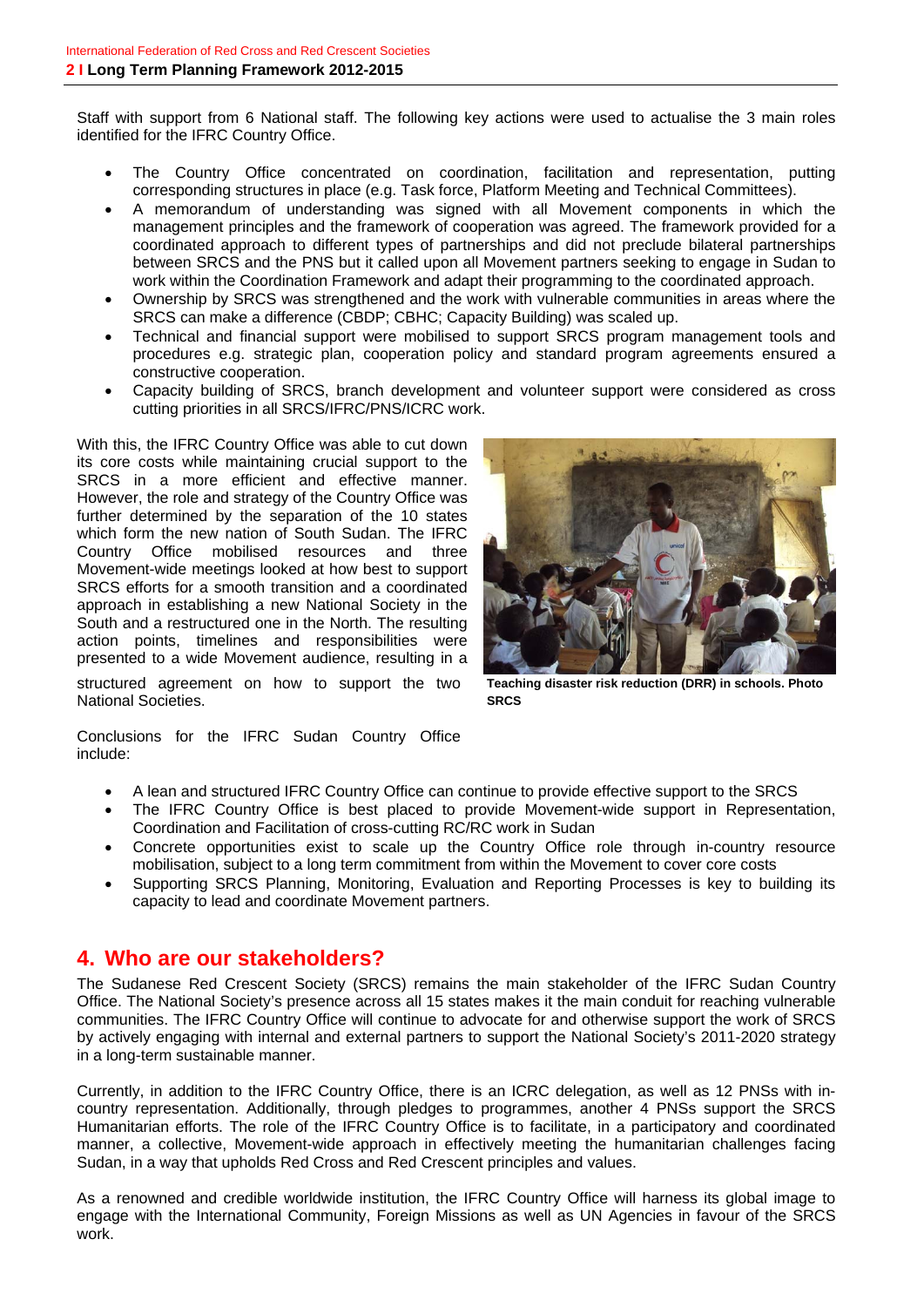Staff with support from 6 National staff. The following key actions were used to actualise the 3 main roles identified for the IFRC Country Office.

- The Country Office concentrated on coordination, facilitation and representation, putting corresponding structures in place (e.g. Task force, Platform Meeting and Technical Committees).
- A memorandum of understanding was signed with all Movement components in which the management principles and the framework of cooperation was agreed. The framework provided for a coordinated approach to different types of partnerships and did not preclude bilateral partnerships between SRCS and the PNS but it called upon all Movement partners seeking to engage in Sudan to work within the Coordination Framework and adapt their programming to the coordinated approach.
- Ownership by SRCS was strengthened and the work with vulnerable communities in areas where the SRCS can make a difference (CBDP; CBHC; Capacity Building) was scaled up.
- Technical and financial support were mobilised to support SRCS program management tools and procedures e.g. strategic plan, cooperation policy and standard program agreements ensured a constructive cooperation.
- Capacity building of SRCS, branch development and volunteer support were considered as cross cutting priorities in all SRCS/IFRC/PNS/ICRC work.

With this, the IFRC Country Office was able to cut down its core costs while maintaining crucial support to the SRCS in a more efficient and effective manner. However, the role and strategy of the Country Office was further determined by the separation of the 10 states which form the new nation of South Sudan. The IFRC Country Office mobilised resources and three Movement-wide meetings looked at how best to support SRCS efforts for a smooth transition and a coordinated approach in establishing a new National Society in the South and a restructured one in the North. The resulting action points, timelines and responsibilities were presented to a wide Movement audience, resulting in a structured agreement on how to support the two National Societies.

**Teaching disaster risk reduction (DRR) in schools. Photo SRCS**

Conclusions for the IFRC Sudan Country Office include:

- A lean and structured IFRC Country Office can continue to provide effective support to the SRCS
- The IFRC Country Office is best placed to provide Movement-wide support in Representation, Coordination and Facilitation of cross-cutting RC/RC work in Sudan
- Concrete opportunities exist to scale up the Country Office role through in-country resource mobilisation, subject to a long term commitment from within the Movement to cover core costs
- Supporting SRCS Planning, Monitoring, Evaluation and Reporting Processes is key to building its capacity to lead and coordinate Movement partners.

## 4. Who are our stakeholders?

The Sudanese Red Crescent Society (SRCS) remains the main stakeholder of the IFRC Sudan Country Office. The National Society's presence across all 15 states makes it the main conduit for reaching vulnerable communities. The IFRC Country Office will continue to advocate for and otherwise support the work of SRCS by actively engaging with internal and external partners to support the National Society's 2011-2020 strategy in a long-term sustainable manner.

Currently, in addition to the IFRC Country Office, there is an ICRC delegation, as well as 12 PNSs with in-country representation. Additionally, through pledges to programmes, another 4 PNSs support the SRCS Humanitarian efforts. The role of the IFRC Country Office is to facilitate, in a participatory and coordinated manner, a collective, Movement-wide approach in effectively meeting the humanitarian challenges facing Sudan, in a way that upholds Red Cross and Red Crescent principles and values.

As a renowned and credible worldwide institution, the IFRC Country Office will harness its global image to engage with the International Community, Foreign Missions as well as UN Agencies in favour of the SRCS work.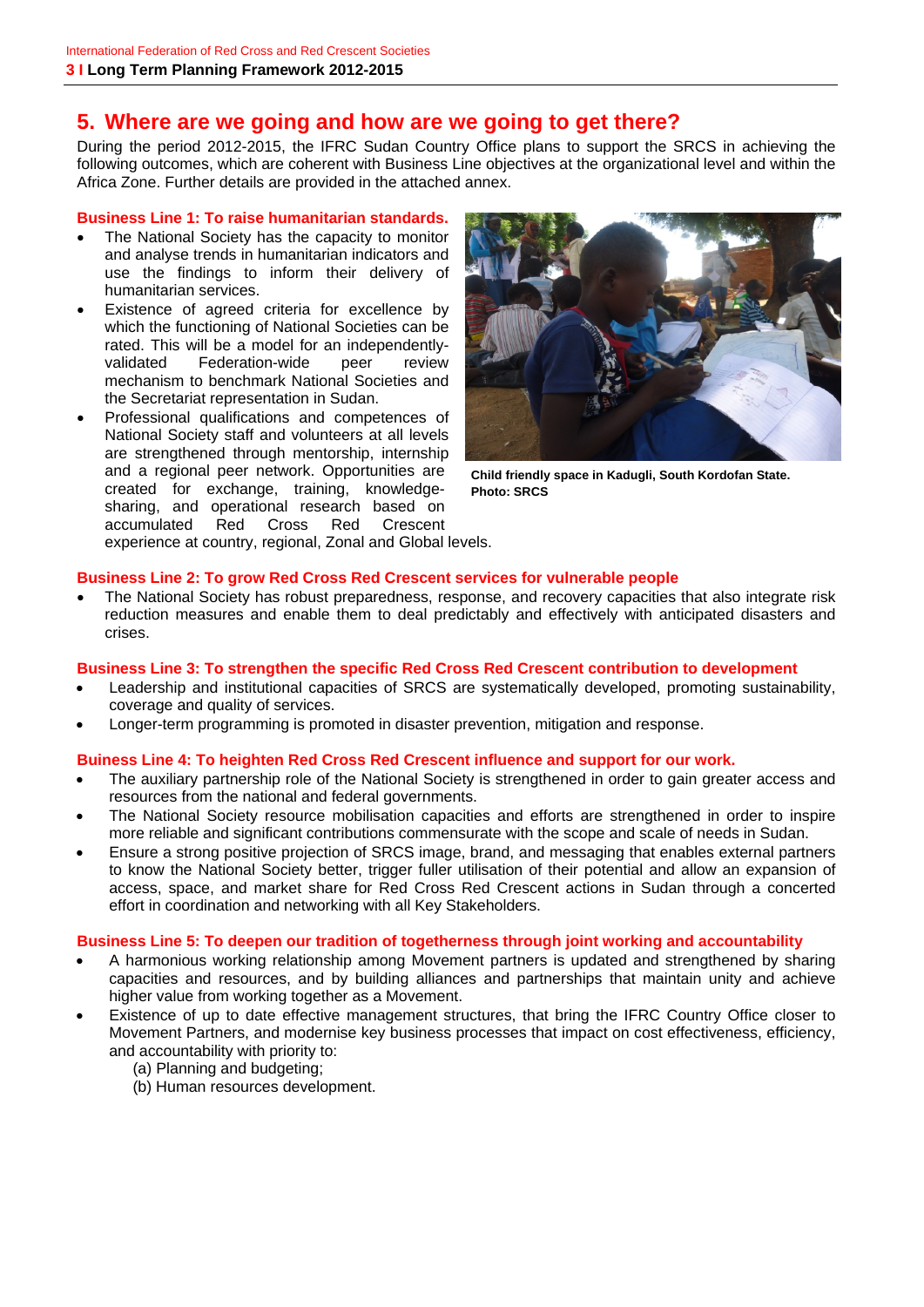## 5. Where are we going and how are we going to get there?

During the period 2012-2015, the IFRC Sudan Country Office plans to support the SRCS in achieving the following outcomes, which are coherent with Business Line objectives at the organizational level and within the Africa Zone. Further details are provided in the attached annex.

**Business Line 1: To raise humanitarian standards.**

- The National Society has the capacity to monitor and analyse trends in humanitarian indicators and use the findings to inform their delivery of humanitarian services.
- Existence of agreed criteria for excellence by which the functioning of National Societies can be rated. This will be a model for an independently-validated Federation-wide peer review mechanism to benchmark National Societies and the Secretariat representation in Sudan.
- Professional qualifications and competences of National Society staff and volunteers at all levels are strengthened through mentorship, internship and a regional peer network. Opportunities are created for exchange, training, knowledge-sharing, and operational research based on accumulated Red Cross Red Crescent experience at country, regional, Zonal and Global levels.

**Child friendly space in Kadugli, South Kordofan State. Photo: SRCS**

**Business Line 2: To grow Red Cross Red Crescent services for vulnerable people**

- The National Society has robust preparedness, response, and recovery capacities that also integrate risk reduction measures and enable them to deal predictably and effectively with anticipated disasters and crises.

**Business Line 3: To strengthen the specific Red Cross Red Crescent contribution to development**

- Leadership and institutional capacities of SRCS are systematically developed, promoting sustainability, coverage and quality of services.
- Longer-term programming is promoted in disaster prevention, mitigation and response.

**Buiness Line 4: To heighten Red Cross Red Crescent influence and support for our work.**

- The auxiliary partnership role of the National Society is strengthened in order to gain greater access and resources from the national and federal governments.
- The National Society resource mobilisation capacities and efforts are strengthened in order to inspire more reliable and significant contributions commensurate with the scope and scale of needs in Sudan.
- Ensure a strong positive projection of SRCS image, brand, and messaging that enables external partners to know the National Society better, trigger fuller utilisation of their potential and allow an expansion of access, space, and market share for Red Cross Red Crescent actions in Sudan through a concerted effort in coordination and networking with all Key Stakeholders.

**Business Line 5: To deepen our tradition of togetherness through joint working and accountability**

- A harmonious working relationship among Movement partners is updated and strengthened by sharing capacities and resources, and by building alliances and partnerships that maintain unity and achieve higher value from working together as a Movement.
- Existence of up to date effective management structures, that bring the IFRC Country Office closer to Movement Partners, and modernise key business processes that impact on cost effectiveness, efficiency, and accountability with priority to:
  (a) Planning and budgeting;
  (b) Human resources development.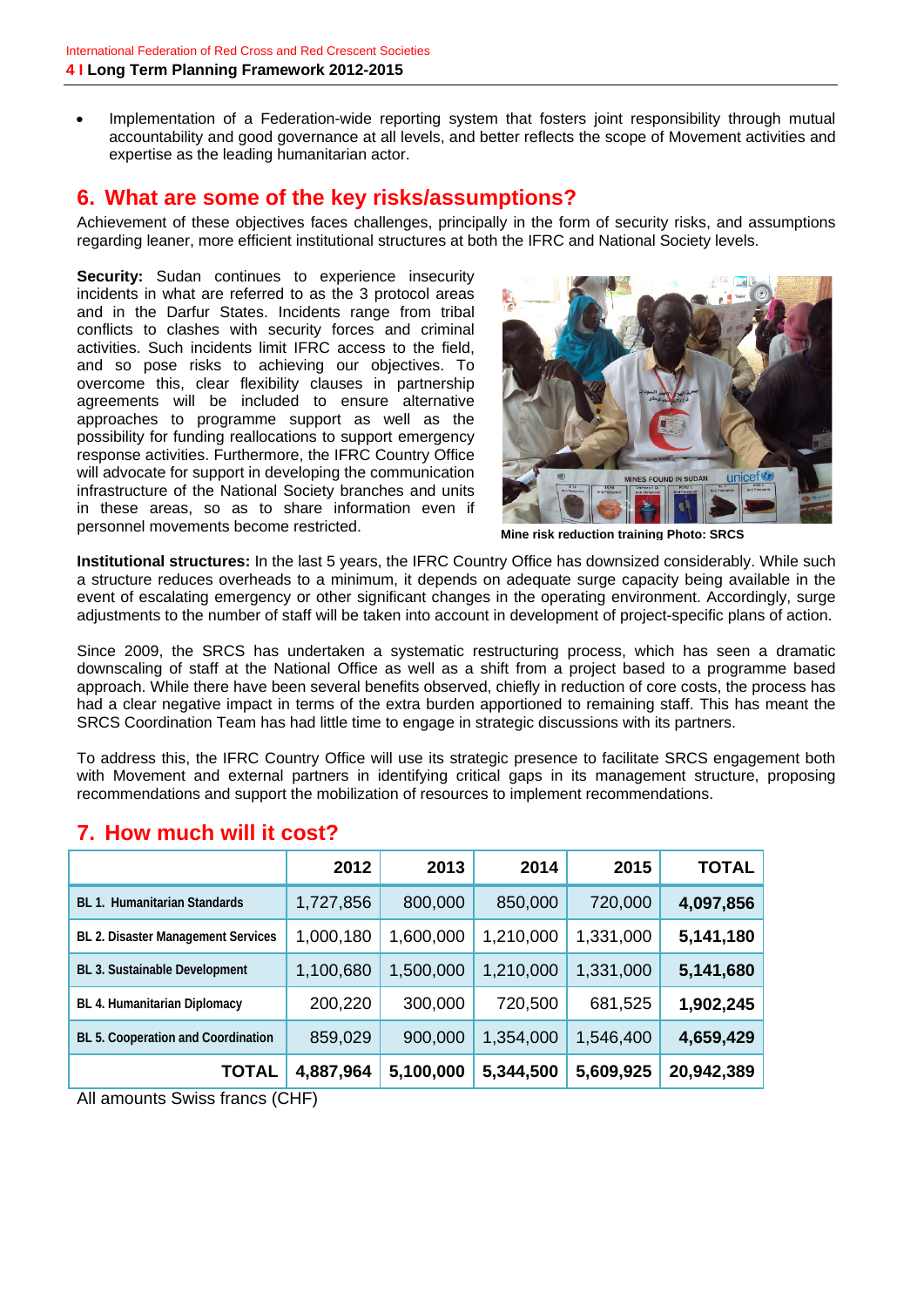- Implementation of a Federation-wide reporting system that fosters joint responsibility through mutual accountability and good governance at all levels, and better reflects the scope of Movement activities and expertise as the leading humanitarian actor.

## 6. What are some of the key risks/assumptions?

Achievement of these objectives faces challenges, principally in the form of security risks, and assumptions regarding leaner, more efficient institutional structures at both the IFRC and National Society levels.

**Security:** Sudan continues to experience insecurity incidents in what are referred to as the 3 protocol areas and in the Darfur States. Incidents range from tribal conflicts to clashes with security forces and criminal activities. Such incidents limit IFRC access to the field, and so pose risks to achieving our objectives. To overcome this, clear flexibility clauses in partnership agreements will be included to ensure alternative approaches to programme support as well as the possibility for funding reallocations to support emergency response activities. Furthermore, the IFRC Country Office will advocate for support in developing the communication infrastructure of the National Society branches and units in these areas, so as to share information even if personnel movements become restricted.

**Mine risk reduction training Photo: SRCS**

**Institutional structures:** In the last 5 years, the IFRC Country Office has downsized considerably. While such a structure reduces overheads to a minimum, it depends on adequate surge capacity being available in the event of escalating emergency or other significant changes in the operating environment. Accordingly, surge adjustments to the number of staff will be taken into account in development of project-specific plans of action.

Since 2009, the SRCS has undertaken a systematic restructuring process, which has seen a dramatic downscaling of staff at the National Office as well as a shift from a project based to a programme based approach. While there have been several benefits observed, chiefly in reduction of core costs, the process has had a clear negative impact in terms of the extra burden apportioned to remaining staff. This has meant the SRCS Coordination Team has had little time to engage in strategic discussions with its partners.

To address this, the IFRC Country Office will use its strategic presence to facilitate SRCS engagement both with Movement and external partners in identifying critical gaps in its management structure, proposing recommendations and support the mobilization of resources to implement recommendations.

## 7. How much will it cost?

| | 2012 | 2013 | 2014 | 2015 | TOTAL |
|---|---|---|---|---|---|
| **BL 1. Humanitarian Standards** | 1,727,856 | 800,000 | 850,000 | 720,000 | **4,097,856** |
| **BL 2. Disaster Management Services** | 1,000,180 | 1,600,000 | 1,210,000 | 1,331,000 | **5,141,180** |
| **BL 3. Sustainable Development** | 1,100,680 | 1,500,000 | 1,210,000 | 1,331,000 | **5,141,680** |
| **BL 4. Humanitarian Diplomacy** | 200,220 | 300,000 | 720,500 | 681,525 | **1,902,245** |
| **BL 5. Cooperation and Coordination** | 859,029 | 900,000 | 1,354,000 | 1,546,400 | **4,659,429** |
| **TOTAL** | **4,887,964** | **5,100,000** | **5,344,500** | **5,609,925** | **20,942,389** |

All amounts Swiss francs (CHF)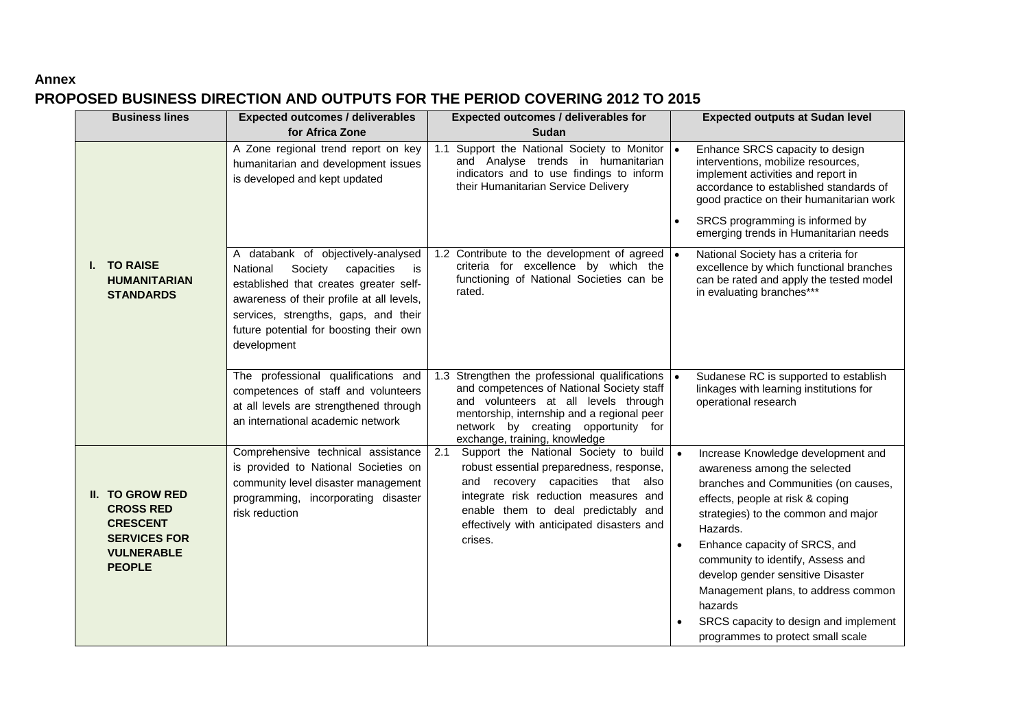**Annex**

**PROPOSED BUSINESS DIRECTION AND OUTPUTS FOR THE PERIOD COVERING 2012 TO 2015**

| Business lines | Expected outcomes / deliverables for Africa Zone | Expected outcomes / deliverables for Sudan | Expected outputs at Sudan level |
|---|---|---|---|
| **I. TO RAISE HUMANITARIAN STANDARDS** | A Zone regional trend report on key humanitarian and development issues is developed and kept updated | 1.1 Support the National Society to Monitor and Analyse trends in humanitarian indicators and to use findings to inform their Humanitarian Service Delivery | • Enhance SRCS capacity to design interventions, mobilize resources, implement activities and report in accordance to established standards of good practice on their humanitarian work<br>• SRCS programming is informed by emerging trends in Humanitarian needs |
| | A databank of objectively-analysed National Society capacities is established that creates greater self-awareness of their profile at all levels, services, strengths, gaps, and their future potential for boosting their own development | 1.2 Contribute to the development of agreed criteria for excellence by which the functioning of National Societies can be rated. | • National Society has a criteria for excellence by which functional branches can be rated and apply the tested model in evaluating branches*** |
| | The professional qualifications and competences of staff and volunteers at all levels are strengthened through an international academic network | 1.3 Strengthen the professional qualifications and competences of National Society staff and volunteers at all levels through mentorship, internship and a regional peer network by creating opportunity for exchange, training, knowledge | • Sudanese RC is supported to establish linkages with learning institutions for operational research |
| **II. TO GROW RED CROSS RED CRESCENT SERVICES FOR VULNERABLE PEOPLE** | Comprehensive technical assistance is provided to National Societies on community level disaster management programming, incorporating disaster risk reduction | 2.1 Support the National Society to build robust essential preparedness, response, and recovery capacities that also integrate risk reduction measures and enable them to deal predictably and effectively with anticipated disasters and crises. | • Increase Knowledge development and awareness among the selected branches and Communities (on causes, effects, people at risk & coping strategies) to the common and major Hazards.<br>• Enhance capacity of SRCS, and community to identify, Assess and develop gender sensitive Disaster Management plans, to address common hazards<br>• SRCS capacity to design and implement programmes to protect small scale |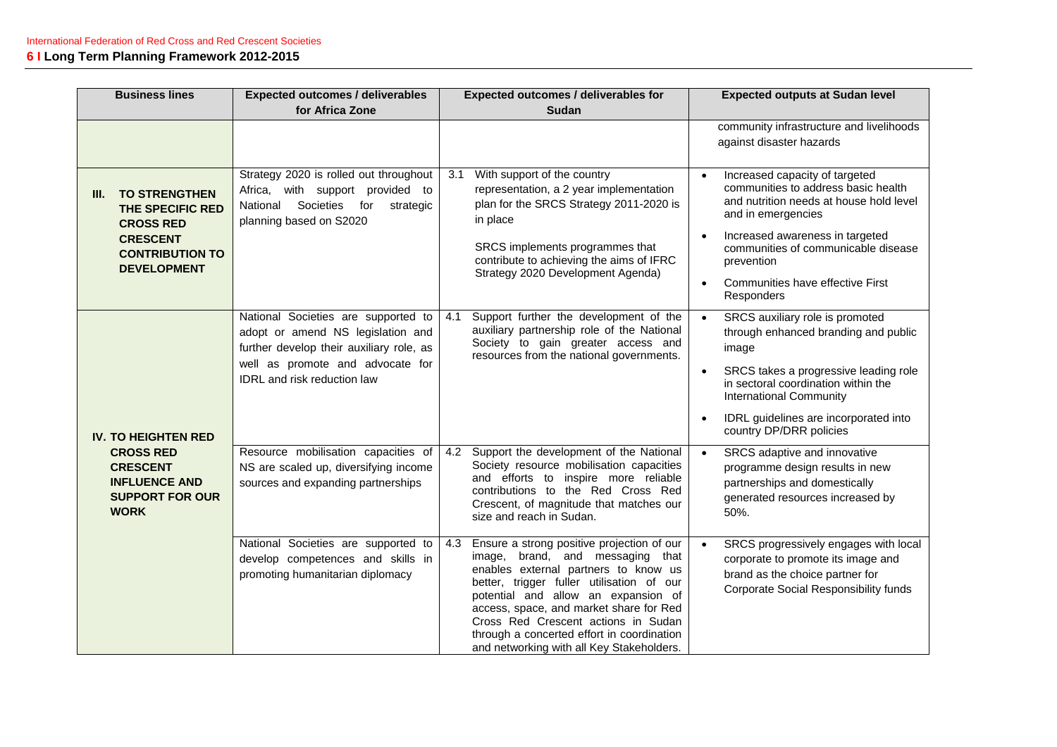| Business lines | Expected outcomes / deliverables for Africa Zone | Expected outcomes / deliverables for Sudan | Expected outputs at Sudan level |
|---|---|---|---|
| | | | community infrastructure and livelihoods against disaster hazards |
| **III. TO STRENGTHEN THE SPECIFIC RED CROSS RED CRESCENT CONTRIBUTION TO DEVELOPMENT** | Strategy 2020 is rolled out throughout Africa, with support provided to National Societies for strategic planning based on S2020 | 3.1 With support of the country representation, a 2 year implementation plan for the SRCS Strategy 2011-2020 is in place<br><br>SRCS implements programmes that contribute to achieving the aims of IFRC Strategy 2020 Development Agenda) | • Increased capacity of targeted communities to address basic health and nutrition needs at house hold level and in emergencies<br>• Increased awareness in targeted communities of communicable disease prevention<br>• Communities have effective First Responders |
| **IV. TO HEIGHTEN RED CROSS RED CRESCENT INFLUENCE AND SUPPORT FOR OUR WORK** | National Societies are supported to adopt or amend NS legislation and further develop their auxiliary role, as well as promote and advocate for IDRL and risk reduction law | 4.1 Support further the development of the auxiliary partnership role of the National Society to gain greater access and resources from the national governments. | • SRCS auxiliary role is promoted through enhanced branding and public image<br>• SRCS takes a progressive leading role in sectoral coordination within the International Community<br>• IDRL guidelines are incorporated into country DP/DRR policies |
| | Resource mobilisation capacities of NS are scaled up, diversifying income sources and expanding partnerships | 4.2 Support the development of the National Society resource mobilisation capacities and efforts to inspire more reliable contributions to the Red Cross Red Crescent, of magnitude that matches our size and reach in Sudan. | • SRCS adaptive and innovative programme design results in new partnerships and domestically generated resources increased by 50%. |
| | National Societies are supported to develop competences and skills in promoting humanitarian diplomacy | 4.3 Ensure a strong positive projection of our image, brand, and messaging that enables external partners to know us better, trigger fuller utilisation of our potential and allow an expansion of access, space, and market share for Red Cross Red Crescent actions in Sudan through a concerted effort in coordination and networking with all Key Stakeholders. | • SRCS progressively engages with local corporate to promote its image and brand as the choice partner for Corporate Social Responsibility funds |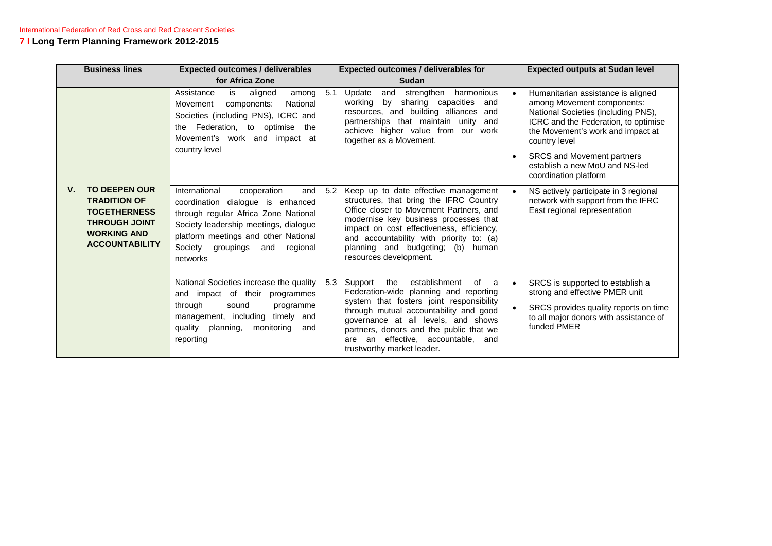| Business lines | Expected outcomes / deliverables for Africa Zone | Expected outcomes / deliverables for Sudan | Expected outputs at Sudan level |
|---|---|---|---|
| **V. TO DEEPEN OUR TRADITION OF TOGETHERNESS THROUGH JOINT WORKING AND ACCOUNTABILITY** | Assistance is aligned among Movement components: National Societies (including PNS), ICRC and the Federation, to optimise the Movement's work and impact at country level | 5.1 Update and strengthen harmonious working by sharing capacities and resources, and building alliances and partnerships that maintain unity and achieve higher value from our work together as a Movement. | • Humanitarian assistance is aligned among Movement components: National Societies (including PNS), ICRC and the Federation, to optimise the Movement's work and impact at country level<br>• SRCS and Movement partners establish a new MoU and NS-led coordination platform |
| | International cooperation and coordination dialogue is enhanced through regular Africa Zone National Society leadership meetings, dialogue platform meetings and other National Society groupings and regional networks | 5.2 Keep up to date effective management structures, that bring the IFRC Country Office closer to Movement Partners, and modernise key business processes that impact on cost effectiveness, efficiency, and accountability with priority to: (a) planning and budgeting; (b) human resources development. | • NS actively participate in 3 regional network with support from the IFRC East regional representation |
| | National Societies increase the quality and impact of their programmes through sound programme management, including timely and quality planning, monitoring and reporting | 5.3 Support the establishment of a Federation-wide planning and reporting system that fosters joint responsibility through mutual accountability and good governance at all levels, and shows partners, donors and the public that we are an effective, accountable, and trustworthy market leader. | • SRCS is supported to establish a strong and effective PMER unit<br>• SRCS provides quality reports on time to all major donors with assistance of funded PMER |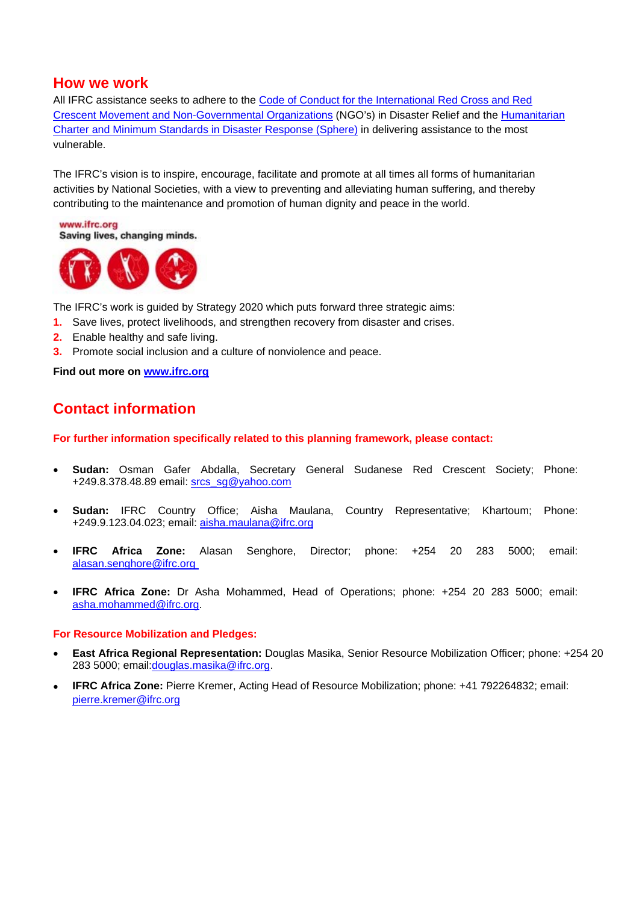## How we work

All IFRC assistance seeks to adhere to the Code of Conduct for the International Red Cross and Red Crescent Movement and Non-Governmental Organizations (NGO's) in Disaster Relief and the Humanitarian Charter and Minimum Standards in Disaster Response (Sphere) in delivering assistance to the most vulnerable.

The IFRC's vision is to inspire, encourage, facilitate and promote at all times all forms of humanitarian activities by National Societies, with a view to preventing and alleviating human suffering, and thereby contributing to the maintenance and promotion of human dignity and peace in the world.

www.ifrc.org
Saving lives, changing minds.

The IFRC's work is guided by Strategy 2020 which puts forward three strategic aims:

1. Save lives, protect livelihoods, and strengthen recovery from disaster and crises.
2. Enable healthy and safe living.
3. Promote social inclusion and a culture of nonviolence and peace.

**Find out more on www.ifrc.org**

## Contact information

**For further information specifically related to this planning framework, please contact:**

- **Sudan:** Osman Gafer Abdalla, Secretary General Sudanese Red Crescent Society; Phone: +249.8.378.48.89 email: srcs_sg@yahoo.com

- **Sudan:** IFRC Country Office; Aisha Maulana, Country Representative; Khartoum; Phone: +249.9.123.04.023; email: aisha.maulana@ifrc.org

- **IFRC Africa Zone:** Alasan Senghore, Director; phone: +254 20 283 5000; email: alasan.senghore@ifrc.org

- **IFRC Africa Zone:** Dr Asha Mohammed, Head of Operations; phone: +254 20 283 5000; email: asha.mohammed@ifrc.org.

**For Resource Mobilization and Pledges:**

- **East Africa Regional Representation:** Douglas Masika, Senior Resource Mobilization Officer; phone: +254 20 283 5000; email:douglas.masika@ifrc.org.

- **IFRC Africa Zone:** Pierre Kremer, Acting Head of Resource Mobilization; phone: +41 792264832; email: pierre.kremer@ifrc.org